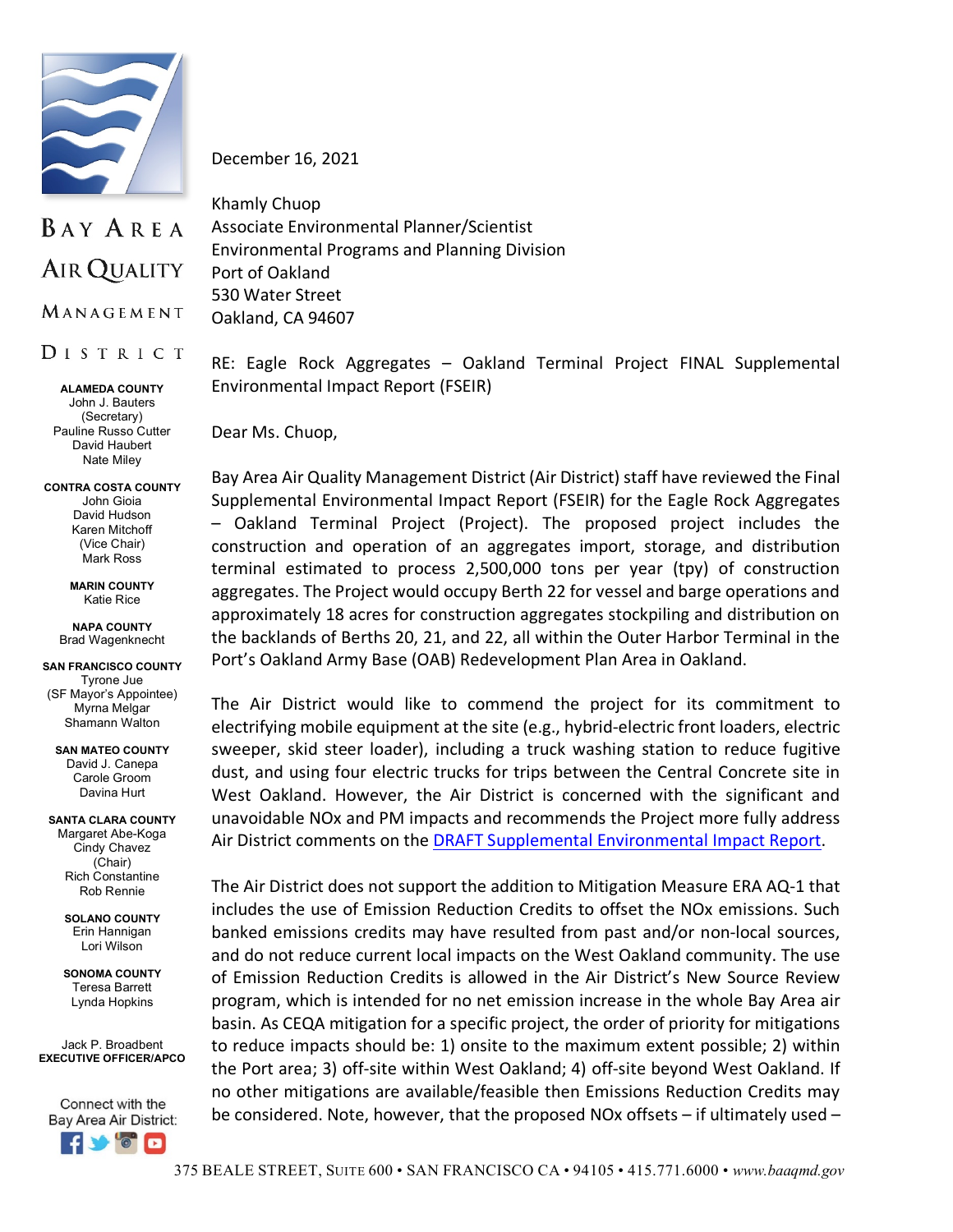# BAY AREA AIR QUALITY MANAGEMENT DISTRICT

**ALAMEDA COUNTY**
John J. Bauters (Secretary)
Pauline Russo Cutter
David Haubert
Nate Miley

**CONTRA COSTA COUNTY**
John Gioia
David Hudson
Karen Mitchoff (Vice Chair)
Mark Ross

**MARIN COUNTY**
Katie Rice

**NAPA COUNTY**
Brad Wagenknecht

**SAN FRANCISCO COUNTY**
Tyrone Jue (SF Mayor's Appointee)
Myrna Melgar
Shamann Walton

**SAN MATEO COUNTY**
David J. Canepa
Carole Groom
Davina Hurt

**SANTA CLARA COUNTY**
Margaret Abe-Koga
Cindy Chavez (Chair)
Rich Constantine
Rob Rennie

**SOLANO COUNTY**
Erin Hannigan
Lori Wilson

**SONOMA COUNTY**
Teresa Barrett
Lynda Hopkins

Jack P. Broadbent
**EXECUTIVE OFFICER/APCO**

Connect with the Bay Area Air District:

---

December 16, 2021

Khamly Chuop
Associate Environmental Planner/Scientist
Environmental Programs and Planning Division
Port of Oakland
530 Water Street
Oakland, CA 94607

RE: Eagle Rock Aggregates – Oakland Terminal Project FINAL Supplemental Environmental Impact Report (FSEIR)

Dear Ms. Chuop,

Bay Area Air Quality Management District (Air District) staff have reviewed the Final Supplemental Environmental Impact Report (FSEIR) for the Eagle Rock Aggregates – Oakland Terminal Project (Project). The proposed project includes the construction and operation of an aggregates import, storage, and distribution terminal estimated to process 2,500,000 tons per year (tpy) of construction aggregates. The Project would occupy Berth 22 for vessel and barge operations and approximately 18 acres for construction aggregates stockpiling and distribution on the backlands of Berths 20, 21, and 22, all within the Outer Harbor Terminal in the Port's Oakland Army Base (OAB) Redevelopment Plan Area in Oakland.

The Air District would like to commend the project for its commitment to electrifying mobile equipment at the site (e.g., hybrid-electric front loaders, electric sweeper, skid steer loader), including a truck washing station to reduce fugitive dust, and using four electric trucks for trips between the Central Concrete site in West Oakland. However, the Air District is concerned with the significant and unavoidable NOx and PM impacts and recommends the Project more fully address Air District comments on the [DRAFT Supplemental Environmental Impact Report](DRAFT Supplemental Environmental Impact Report).

The Air District does not support the addition to Mitigation Measure ERA AQ-1 that includes the use of Emission Reduction Credits to offset the NOx emissions. Such banked emissions credits may have resulted from past and/or non-local sources, and do not reduce current local impacts on the West Oakland community. The use of Emission Reduction Credits is allowed in the Air District's New Source Review program, which is intended for no net emission increase in the whole Bay Area air basin. As CEQA mitigation for a specific project, the order of priority for mitigations to reduce impacts should be: 1) onsite to the maximum extent possible; 2) within the Port area; 3) off-site within West Oakland; 4) off-site beyond West Oakland. If no other mitigations are available/feasible then Emissions Reduction Credits may be considered. Note, however, that the proposed NOx offsets – if ultimately used –

375 BEALE STREET, SUITE 600 • SAN FRANCISCO CA • 94105 • 415.771.6000 • *www.baaqmd.gov*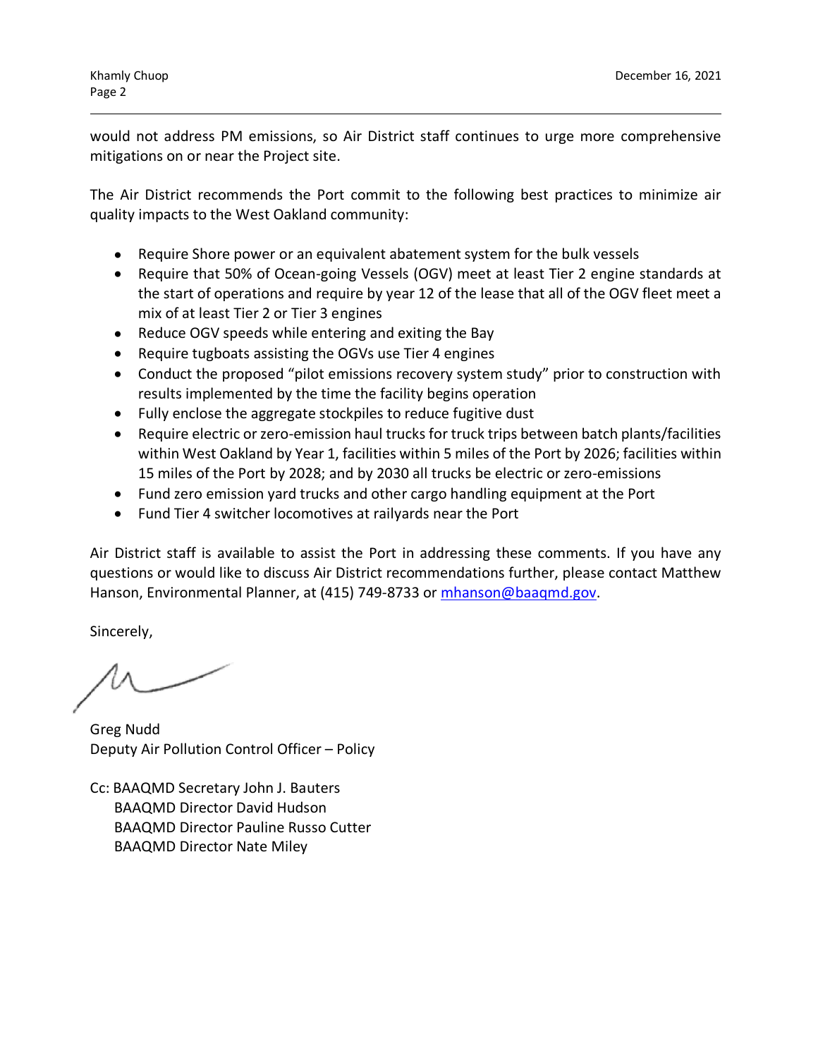would not address PM emissions, so Air District staff continues to urge more comprehensive mitigations on or near the Project site.

The Air District recommends the Port commit to the following best practices to minimize air quality impacts to the West Oakland community:

- Require Shore power or an equivalent abatement system for the bulk vessels
- Require that 50% of Ocean-going Vessels (OGV) meet at least Tier 2 engine standards at the start of operations and require by year 12 of the lease that all of the OGV fleet meet a mix of at least Tier 2 or Tier 3 engines
- Reduce OGV speeds while entering and exiting the Bay
- Require tugboats assisting the OGVs use Tier 4 engines
- Conduct the proposed "pilot emissions recovery system study" prior to construction with results implemented by the time the facility begins operation
- Fully enclose the aggregate stockpiles to reduce fugitive dust
- Require electric or zero-emission haul trucks for truck trips between batch plants/facilities within West Oakland by Year 1, facilities within 5 miles of the Port by 2026; facilities within 15 miles of the Port by 2028; and by 2030 all trucks be electric or zero-emissions
- Fund zero emission yard trucks and other cargo handling equipment at the Port
- Fund Tier 4 switcher locomotives at railyards near the Port

Air District staff is available to assist the Port in addressing these comments. If you have any questions or would like to discuss Air District recommendations further, please contact Matthew Hanson, Environmental Planner, at (415) 749-8733 or mhanson@baaqmd.gov.

Sincerely,

Greg Nudd
Deputy Air Pollution Control Officer – Policy

Cc: BAAQMD Secretary John J. Bauters
BAAQMD Director David Hudson
BAAQMD Director Pauline Russo Cutter
BAAQMD Director Nate Miley